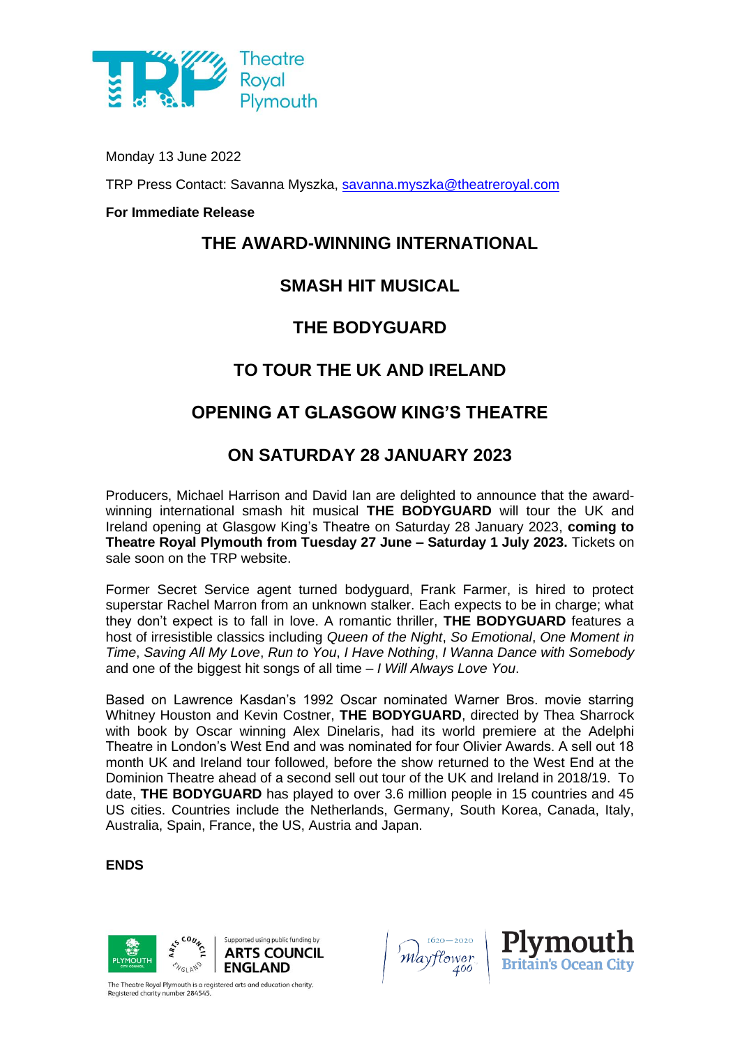Monday 13 June 2022

TRP Press Contact: Savanna Myszka, savanna.myszka@theatreroyal.com

**For Immediate Release**

# THE AWARD-WINNING INTERNATIONAL

# SMASH HIT MUSICAL

# THE BODYGUARD

# TO TOUR THE UK AND IRELAND

# OPENING AT GLASGOW KING'S THEATRE

# ON SATURDAY 28 JANUARY 2023

Producers, Michael Harrison and David Ian are delighted to announce that the award-winning international smash hit musical **THE BODYGUARD** will tour the UK and Ireland opening at Glasgow King's Theatre on Saturday 28 January 2023, **coming to Theatre Royal Plymouth from Tuesday 27 June – Saturday 1 July 2023.** Tickets on sale soon on the TRP website.

Former Secret Service agent turned bodyguard, Frank Farmer, is hired to protect superstar Rachel Marron from an unknown stalker. Each expects to be in charge; what they don't expect is to fall in love. A romantic thriller, **THE BODYGUARD** features a host of irresistible classics including *Queen of the Night*, *So Emotional*, *One Moment in Time*, *Saving All My Love*, *Run to You*, *I Have Nothing*, *I Wanna Dance with Somebody* and one of the biggest hit songs of all time – *I Will Always Love You*.

Based on Lawrence Kasdan's 1992 Oscar nominated Warner Bros. movie starring Whitney Houston and Kevin Costner, **THE BODYGUARD**, directed by Thea Sharrock with book by Oscar winning Alex Dinelaris, had its world premiere at the Adelphi Theatre in London's West End and was nominated for four Olivier Awards. A sell out 18 month UK and Ireland tour followed, before the show returned to the West End at the Dominion Theatre ahead of a second sell out tour of the UK and Ireland in 2018/19. To date, **THE BODYGUARD** has played to over 3.6 million people in 15 countries and 45 US cities. Countries include the Netherlands, Germany, South Korea, Canada, Italy, Australia, Spain, France, the US, Austria and Japan.

**ENDS**

Supported using public funding by ARTS COUNCIL ENGLAND

The Theatre Royal Plymouth is a registered arts and education charity. Registered charity number 284545.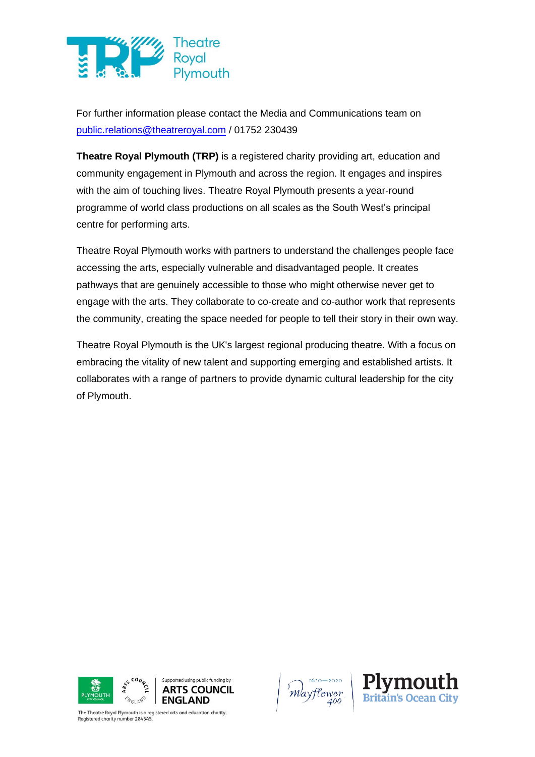Theatre Royal Plymouth

For further information please contact the Media and Communications team on public.relations@theatreroyal.com / 01752 230439

**Theatre Royal Plymouth (TRP)** is a registered charity providing art, education and community engagement in Plymouth and across the region. It engages and inspires with the aim of touching lives. Theatre Royal Plymouth presents a year-round programme of world class productions on all scales as the South West's principal centre for performing arts.

Theatre Royal Plymouth works with partners to understand the challenges people face accessing the arts, especially vulnerable and disadvantaged people. It creates pathways that are genuinely accessible to those who might otherwise never get to engage with the arts. They collaborate to co-create and co-author work that represents the community, creating the space needed for people to tell their story in their own way.

Theatre Royal Plymouth is the UK's largest regional producing theatre. With a focus on embracing the vitality of new talent and supporting emerging and established artists. It collaborates with a range of partners to provide dynamic cultural leadership for the city of Plymouth.

Supported using public funding by ARTS COUNCIL ENGLAND

The Theatre Royal Plymouth is a registered arts and education charity.
Registered charity number 284545.

1620—2020 Mayflower 400

Plymouth Britain's Ocean City